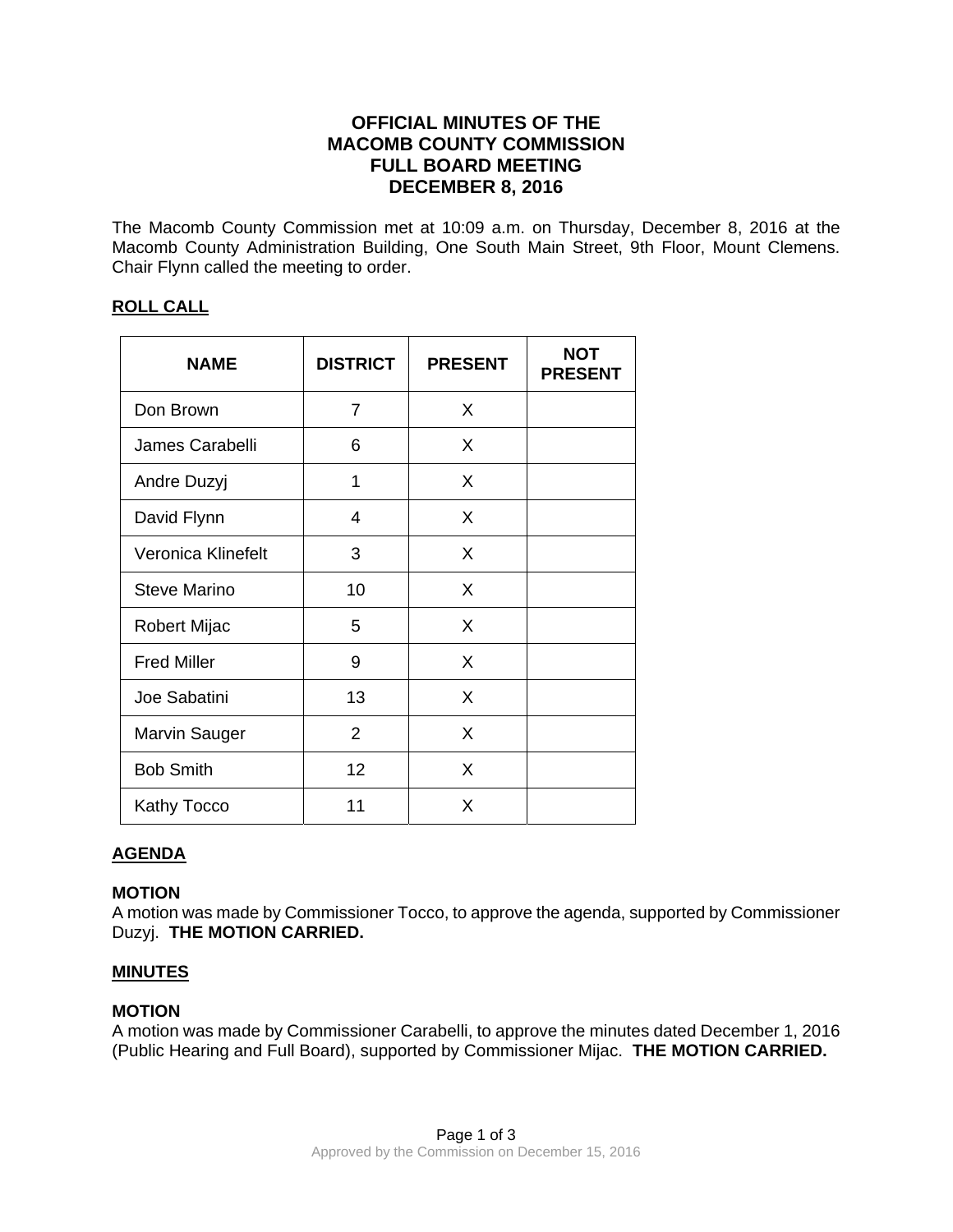# OFFICIAL MINUTES OF THE MACOMB COUNTY COMMISSION FULL BOARD MEETING DECEMBER 8, 2016

The Macomb County Commission met at 10:09 a.m. on Thursday, December 8, 2016 at the Macomb County Administration Building, One South Main Street, 9th Floor, Mount Clemens. Chair Flynn called the meeting to order.

## ROLL CALL

| NAME | DISTRICT | PRESENT | NOT PRESENT |
|---|---|---|---|
| Don Brown | 7 | X | |
| James Carabelli | 6 | X | |
| Andre Duzyj | 1 | X | |
| David Flynn | 4 | X | |
| Veronica Klinefelt | 3 | X | |
| Steve Marino | 10 | X | |
| Robert Mijac | 5 | X | |
| Fred Miller | 9 | X | |
| Joe Sabatini | 13 | X | |
| Marvin Sauger | 2 | X | |
| Bob Smith | 12 | X | |
| Kathy Tocco | 11 | X | |

## AGENDA

**MOTION**
A motion was made by Commissioner Tocco, to approve the agenda, supported by Commissioner Duzyj. **THE MOTION CARRIED.**

## MINUTES

**MOTION**
A motion was made by Commissioner Carabelli, to approve the minutes dated December 1, 2016 (Public Hearing and Full Board), supported by Commissioner Mijac. **THE MOTION CARRIED.**

Approved by the Commission on December 15, 2016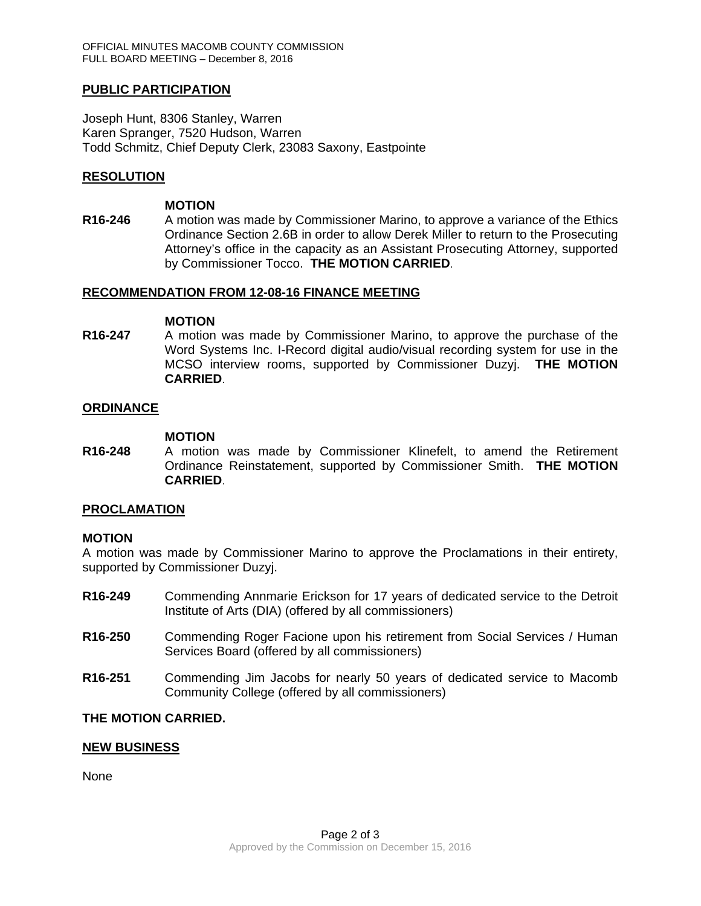## PUBLIC PARTICIPATION

Joseph Hunt, 8306 Stanley, Warren
Karen Spranger, 7520 Hudson, Warren
Todd Schmitz, Chief Deputy Clerk, 23083 Saxony, Eastpointe

## RESOLUTION

**MOTION**

**R16-246** A motion was made by Commissioner Marino, to approve a variance of the Ethics Ordinance Section 2.6B in order to allow Derek Miller to return to the Prosecuting Attorney's office in the capacity as an Assistant Prosecuting Attorney, supported by Commissioner Tocco. **THE MOTION CARRIED**.

## RECOMMENDATION FROM 12-08-16 FINANCE MEETING

**MOTION**

**R16-247** A motion was made by Commissioner Marino, to approve the purchase of the Word Systems Inc. I-Record digital audio/visual recording system for use in the MCSO interview rooms, supported by Commissioner Duzyj. **THE MOTION CARRIED**.

## ORDINANCE

**MOTION**

**R16-248** A motion was made by Commissioner Klinefelt, to amend the Retirement Ordinance Reinstatement, supported by Commissioner Smith. **THE MOTION CARRIED**.

## PROCLAMATION

**MOTION**

A motion was made by Commissioner Marino to approve the Proclamations in their entirety, supported by Commissioner Duzyj.

**R16-249** Commending Annmarie Erickson for 17 years of dedicated service to the Detroit Institute of Arts (DIA) (offered by all commissioners)

**R16-250** Commending Roger Facione upon his retirement from Social Services / Human Services Board (offered by all commissioners)

**R16-251** Commending Jim Jacobs for nearly 50 years of dedicated service to Macomb Community College (offered by all commissioners)

**THE MOTION CARRIED.**

## NEW BUSINESS

None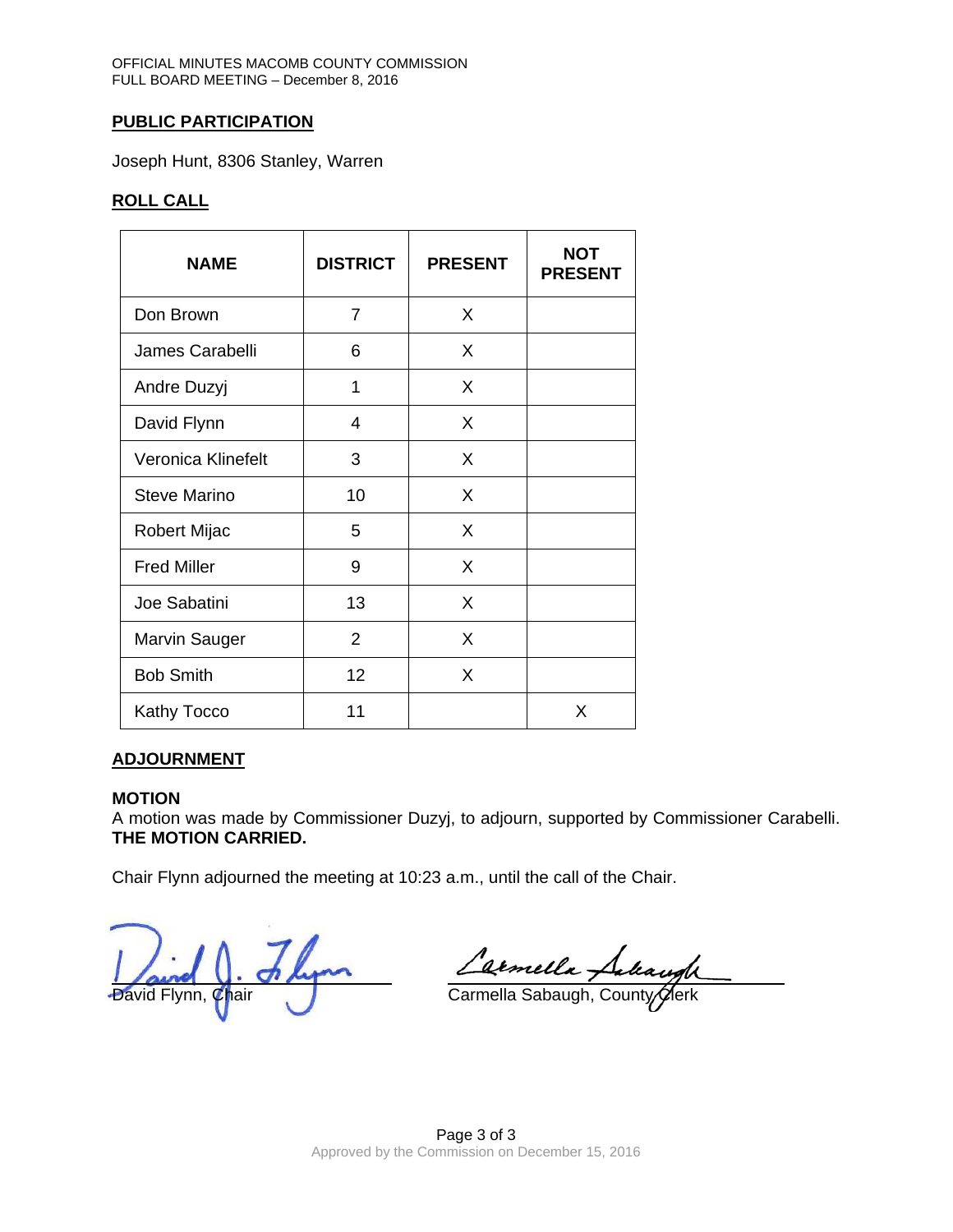## PUBLIC PARTICIPATION

Joseph Hunt, 8306 Stanley, Warren

## ROLL CALL

| NAME | DISTRICT | PRESENT | NOT PRESENT |
|---|---|---|---|
| Don Brown | 7 | X | |
| James Carabelli | 6 | X | |
| Andre Duzyj | 1 | X | |
| David Flynn | 4 | X | |
| Veronica Klinefelt | 3 | X | |
| Steve Marino | 10 | X | |
| Robert Mijac | 5 | X | |
| Fred Miller | 9 | X | |
| Joe Sabatini | 13 | X | |
| Marvin Sauger | 2 | X | |
| Bob Smith | 12 | X | |
| Kathy Tocco | 11 | | X |

## ADJOURNMENT

**MOTION**
A motion was made by Commissioner Duzyj, to adjourn, supported by Commissioner Carabelli.
**THE MOTION CARRIED.**

Chair Flynn adjourned the meeting at 10:23 a.m., until the call of the Chair.

David Flynn, Chair

Carmella Sabaugh, County Clerk

Approved by the Commission on December 15, 2016